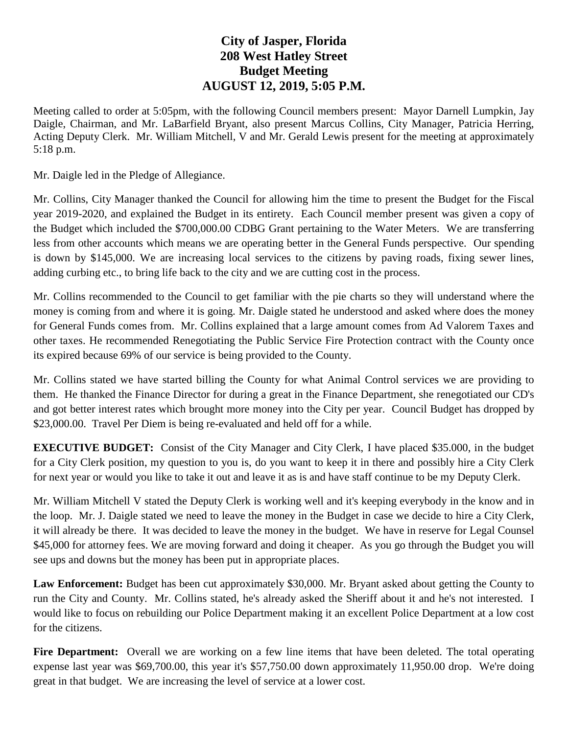# City of Jasper, Florida
## 208 West Hatley Street
## Budget Meeting
## AUGUST 12, 2019, 5:05 P.M.

Meeting called to order at 5:05pm, with the following Council members present: Mayor Darnell Lumpkin, Jay Daigle, Chairman, and Mr. LaBarfield Bryant, also present Marcus Collins, City Manager, Patricia Herring, Acting Deputy Clerk. Mr. William Mitchell, V and Mr. Gerald Lewis present for the meeting at approximately 5:18 p.m.

Mr. Daigle led in the Pledge of Allegiance.

Mr. Collins, City Manager thanked the Council for allowing him the time to present the Budget for the Fiscal year 2019-2020, and explained the Budget in its entirety. Each Council member present was given a copy of the Budget which included the $700,000.00 CDBG Grant pertaining to the Water Meters. We are transferring less from other accounts which means we are operating better in the General Funds perspective. Our spending is down by $145,000. We are increasing local services to the citizens by paving roads, fixing sewer lines, adding curbing etc., to bring life back to the city and we are cutting cost in the process.

Mr. Collins recommended to the Council to get familiar with the pie charts so they will understand where the money is coming from and where it is going. Mr. Daigle stated he understood and asked where does the money for General Funds comes from. Mr. Collins explained that a large amount comes from Ad Valorem Taxes and other taxes. He recommended Renegotiating the Public Service Fire Protection contract with the County once its expired because 69% of our service is being provided to the County.

Mr. Collins stated we have started billing the County for what Animal Control services we are providing to them. He thanked the Finance Director for during a great in the Finance Department, she renegotiated our CD's and got better interest rates which brought more money into the City per year. Council Budget has dropped by $23,000.00. Travel Per Diem is being re-evaluated and held off for a while.

**EXECUTIVE BUDGET:** Consist of the City Manager and City Clerk, I have placed $35.000, in the budget for a City Clerk position, my question to you is, do you want to keep it in there and possibly hire a City Clerk for next year or would you like to take it out and leave it as is and have staff continue to be my Deputy Clerk.

Mr. William Mitchell V stated the Deputy Clerk is working well and it's keeping everybody in the know and in the loop. Mr. J. Daigle stated we need to leave the money in the Budget in case we decide to hire a City Clerk, it will already be there. It was decided to leave the money in the budget. We have in reserve for Legal Counsel $45,000 for attorney fees. We are moving forward and doing it cheaper. As you go through the Budget you will see ups and downs but the money has been put in appropriate places.

**Law Enforcement:** Budget has been cut approximately $30,000. Mr. Bryant asked about getting the County to run the City and County. Mr. Collins stated, he's already asked the Sheriff about it and he's not interested. I would like to focus on rebuilding our Police Department making it an excellent Police Department at a low cost for the citizens.

**Fire Department:** Overall we are working on a few line items that have been deleted. The total operating expense last year was $69,700.00, this year it's $57,750.00 down approximately 11,950.00 drop. We're doing great in that budget. We are increasing the level of service at a lower cost.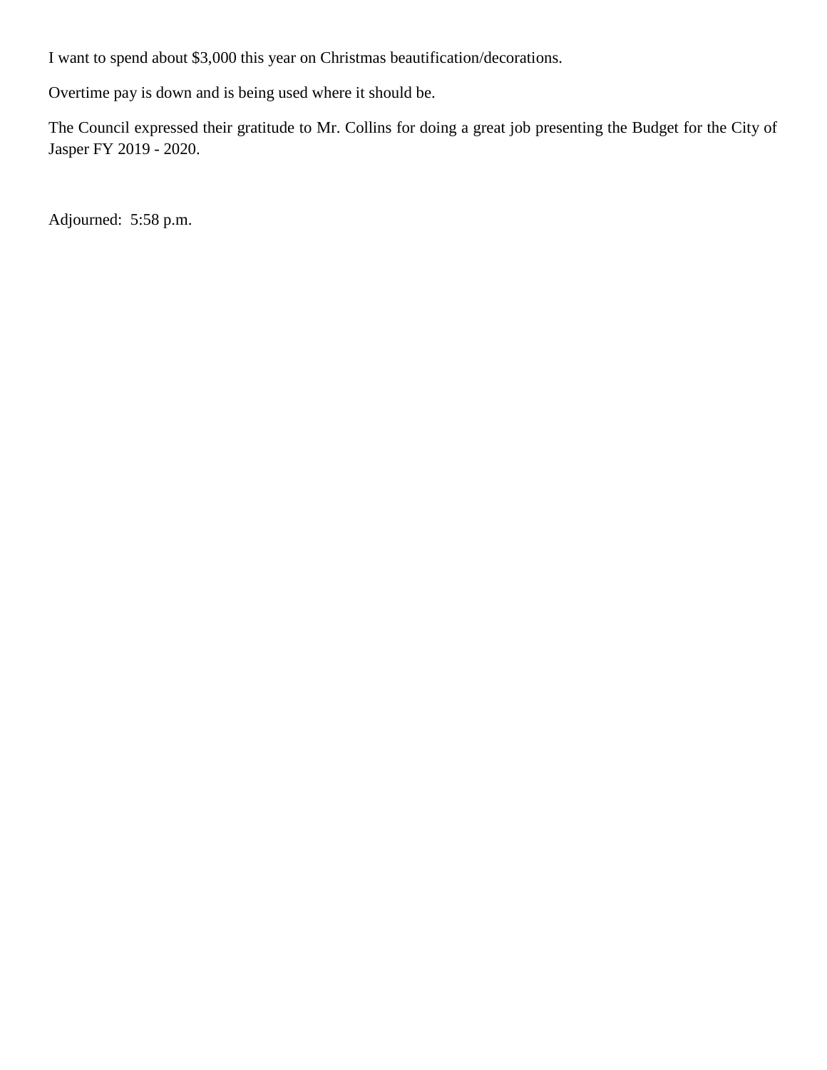I want to spend about $3,000 this year on Christmas beautification/decorations.

Overtime pay is down and is being used where it should be.

The Council expressed their gratitude to Mr. Collins for doing a great job presenting the Budget for the City of Jasper FY 2019 - 2020.

Adjourned: 5:58 p.m.